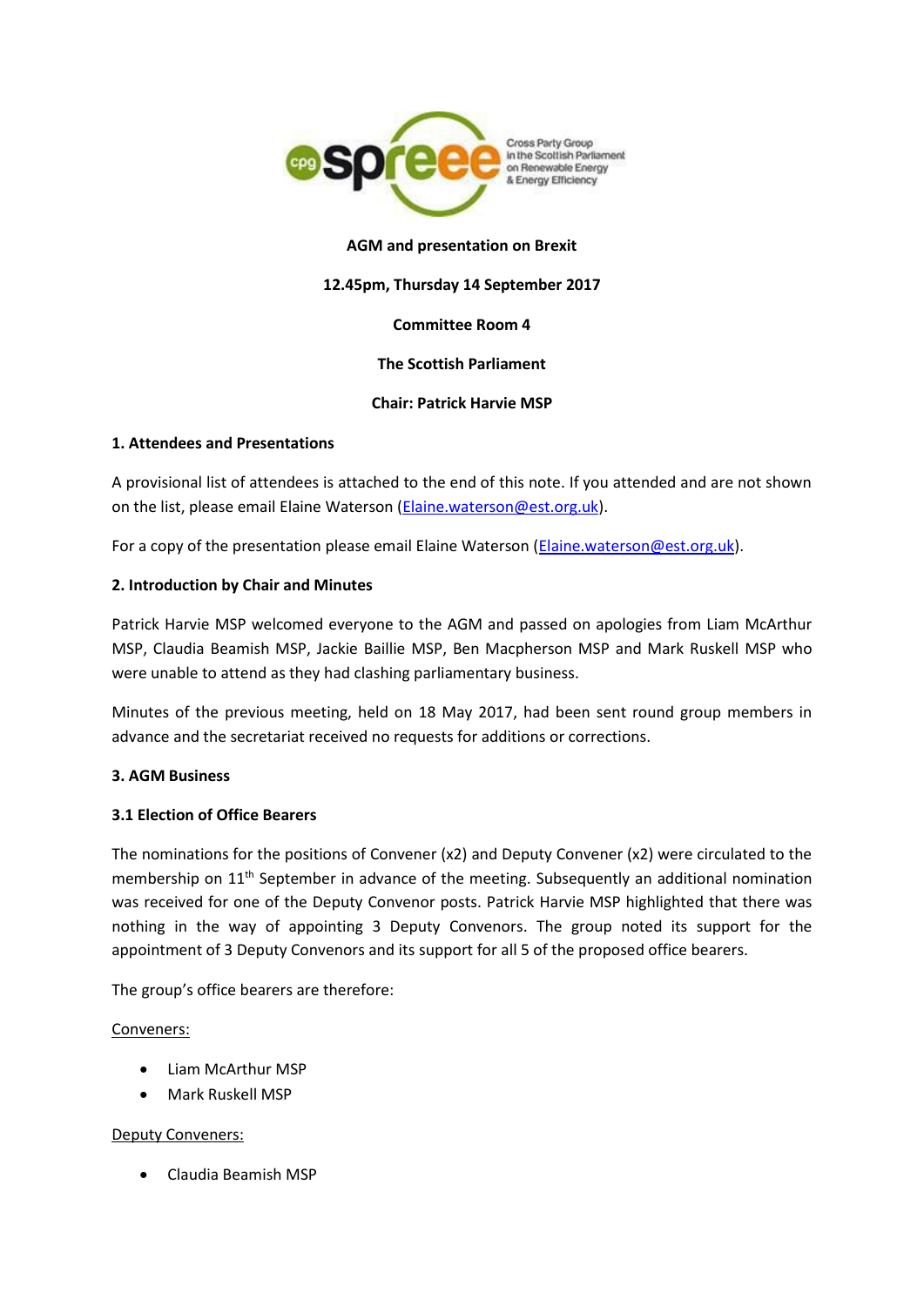Cross Party Group in the Scottish Parliament on Renewable Energy & Energy Efficiency

**AGM and presentation on Brexit**

**12.45pm, Thursday 14 September 2017**

**Committee Room 4**

**The Scottish Parliament**

**Chair: Patrick Harvie MSP**

**1. Attendees and Presentations**

A provisional list of attendees is attached to the end of this note. If you attended and are not shown on the list, please email Elaine Waterson (Elaine.waterson@est.org.uk).

For a copy of the presentation please email Elaine Waterson (Elaine.waterson@est.org.uk).

**2. Introduction by Chair and Minutes**

Patrick Harvie MSP welcomed everyone to the AGM and passed on apologies from Liam McArthur MSP, Claudia Beamish MSP, Jackie Baillie MSP, Ben Macpherson MSP and Mark Ruskell MSP who were unable to attend as they had clashing parliamentary business.

Minutes of the previous meeting, held on 18 May 2017, had been sent round group members in advance and the secretariat received no requests for additions or corrections.

**3. AGM Business**

**3.1 Election of Office Bearers**

The nominations for the positions of Convener (x2) and Deputy Convener (x2) were circulated to the membership on 11th September in advance of the meeting. Subsequently an additional nomination was received for one of the Deputy Convenor posts. Patrick Harvie MSP highlighted that there was nothing in the way of appointing 3 Deputy Convenors. The group noted its support for the appointment of 3 Deputy Convenors and its support for all 5 of the proposed office bearers.

The group's office bearers are therefore:

<u>Conveners:</u>

- Liam McArthur MSP
- Mark Ruskell MSP

<u>Deputy Conveners:</u>

- Claudia Beamish MSP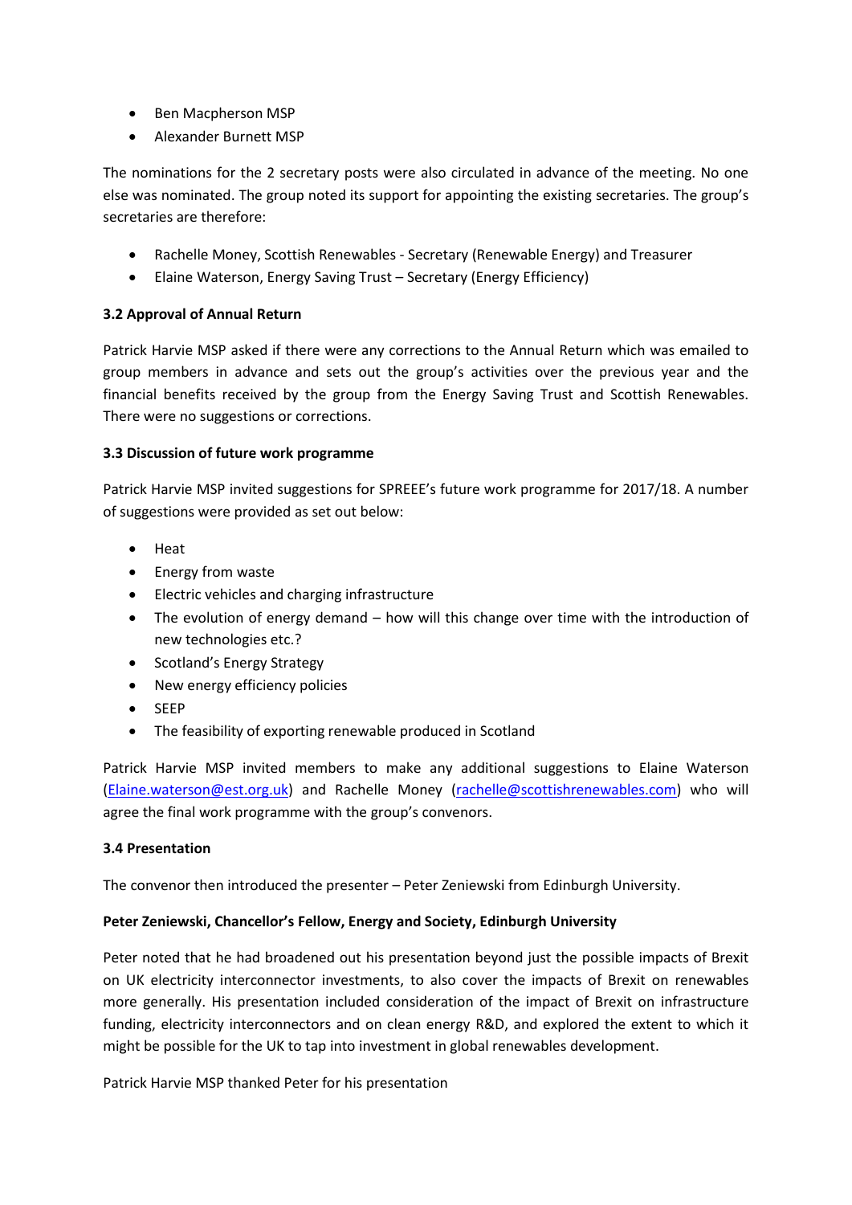- Ben Macpherson MSP
- Alexander Burnett MSP

The nominations for the 2 secretary posts were also circulated in advance of the meeting. No one else was nominated. The group noted its support for appointing the existing secretaries. The group's secretaries are therefore:

- Rachelle Money, Scottish Renewables - Secretary (Renewable Energy) and Treasurer
- Elaine Waterson, Energy Saving Trust – Secretary (Energy Efficiency)

**3.2 Approval of Annual Return**

Patrick Harvie MSP asked if there were any corrections to the Annual Return which was emailed to group members in advance and sets out the group's activities over the previous year and the financial benefits received by the group from the Energy Saving Trust and Scottish Renewables. There were no suggestions or corrections.

**3.3 Discussion of future work programme**

Patrick Harvie MSP invited suggestions for SPREEE's future work programme for 2017/18. A number of suggestions were provided as set out below:

- Heat
- Energy from waste
- Electric vehicles and charging infrastructure
- The evolution of energy demand – how will this change over time with the introduction of new technologies etc.?
- Scotland's Energy Strategy
- New energy efficiency policies
- SEEP
- The feasibility of exporting renewable produced in Scotland

Patrick Harvie MSP invited members to make any additional suggestions to Elaine Waterson (Elaine.waterson@est.org.uk) and Rachelle Money (rachelle@scottishrenewables.com) who will agree the final work programme with the group's convenors.

**3.4 Presentation**

The convenor then introduced the presenter – Peter Zeniewski from Edinburgh University.

**Peter Zeniewski, Chancellor's Fellow, Energy and Society, Edinburgh University**

Peter noted that he had broadened out his presentation beyond just the possible impacts of Brexit on UK electricity interconnector investments, to also cover the impacts of Brexit on renewables more generally. His presentation included consideration of the impact of Brexit on infrastructure funding, electricity interconnectors and on clean energy R&D, and explored the extent to which it might be possible for the UK to tap into investment in global renewables development.

Patrick Harvie MSP thanked Peter for his presentation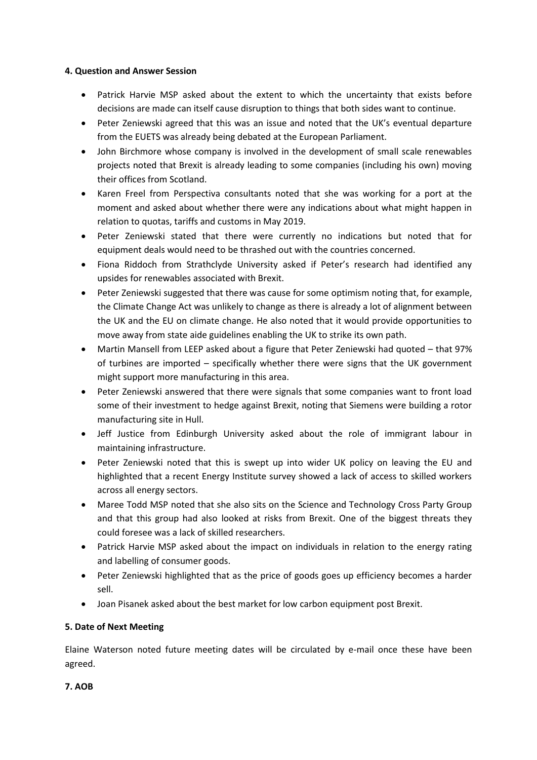**4. Question and Answer Session**

- Patrick Harvie MSP asked about the extent to which the uncertainty that exists before decisions are made can itself cause disruption to things that both sides want to continue.
- Peter Zeniewski agreed that this was an issue and noted that the UK's eventual departure from the EUETS was already being debated at the European Parliament.
- John Birchmore whose company is involved in the development of small scale renewables projects noted that Brexit is already leading to some companies (including his own) moving their offices from Scotland.
- Karen Freel from Perspectiva consultants noted that she was working for a port at the moment and asked about whether there were any indications about what might happen in relation to quotas, tariffs and customs in May 2019.
- Peter Zeniewski stated that there were currently no indications but noted that for equipment deals would need to be thrashed out with the countries concerned.
- Fiona Riddoch from Strathclyde University asked if Peter's research had identified any upsides for renewables associated with Brexit.
- Peter Zeniewski suggested that there was cause for some optimism noting that, for example, the Climate Change Act was unlikely to change as there is already a lot of alignment between the UK and the EU on climate change. He also noted that it would provide opportunities to move away from state aide guidelines enabling the UK to strike its own path.
- Martin Mansell from LEEP asked about a figure that Peter Zeniewski had quoted – that 97% of turbines are imported – specifically whether there were signs that the UK government might support more manufacturing in this area.
- Peter Zeniewski answered that there were signals that some companies want to front load some of their investment to hedge against Brexit, noting that Siemens were building a rotor manufacturing site in Hull.
- Jeff Justice from Edinburgh University asked about the role of immigrant labour in maintaining infrastructure.
- Peter Zeniewski noted that this is swept up into wider UK policy on leaving the EU and highlighted that a recent Energy Institute survey showed a lack of access to skilled workers across all energy sectors.
- Maree Todd MSP noted that she also sits on the Science and Technology Cross Party Group and that this group had also looked at risks from Brexit. One of the biggest threats they could foresee was a lack of skilled researchers.
- Patrick Harvie MSP asked about the impact on individuals in relation to the energy rating and labelling of consumer goods.
- Peter Zeniewski highlighted that as the price of goods goes up efficiency becomes a harder sell.
- Joan Pisanek asked about the best market for low carbon equipment post Brexit.

**5. Date of Next Meeting**

Elaine Waterson noted future meeting dates will be circulated by e-mail once these have been agreed.

**7. AOB**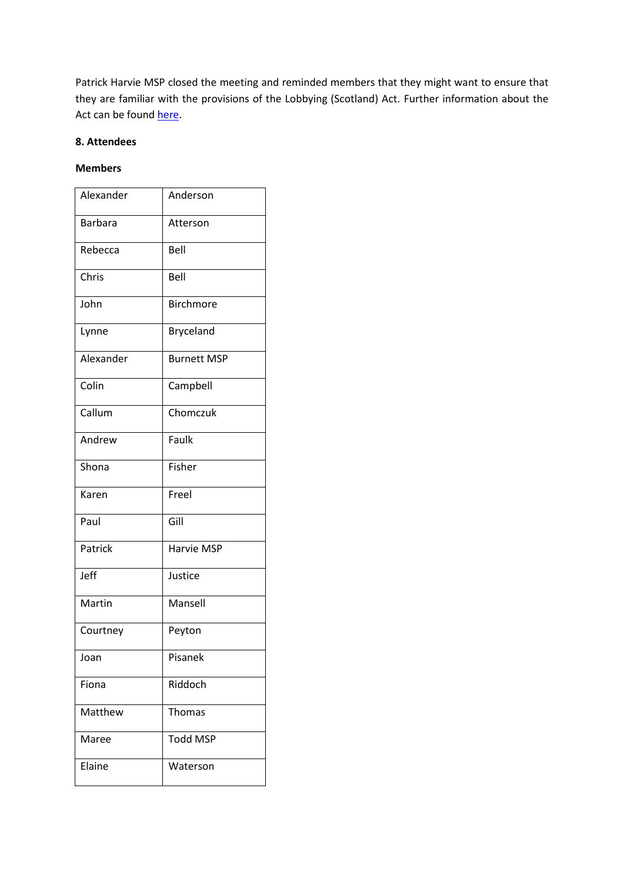Patrick Harvie MSP closed the meeting and reminded members that they might want to ensure that they are familiar with the provisions of the Lobbying (Scotland) Act. Further information about the Act can be found here.

**8. Attendees**

**Members**

| | |
|---|---|
| Alexander | Anderson |
| Barbara | Atterson |
| Rebecca | Bell |
| Chris | Bell |
| John | Birchmore |
| Lynne | Bryceland |
| Alexander | Burnett MSP |
| Colin | Campbell |
| Callum | Chomczuk |
| Andrew | Faulk |
| Shona | Fisher |
| Karen | Freel |
| Paul | Gill |
| Patrick | Harvie MSP |
| Jeff | Justice |
| Martin | Mansell |
| Courtney | Peyton |
| Joan | Pisanek |
| Fiona | Riddoch |
| Matthew | Thomas |
| Maree | Todd MSP |
| Elaine | Waterson |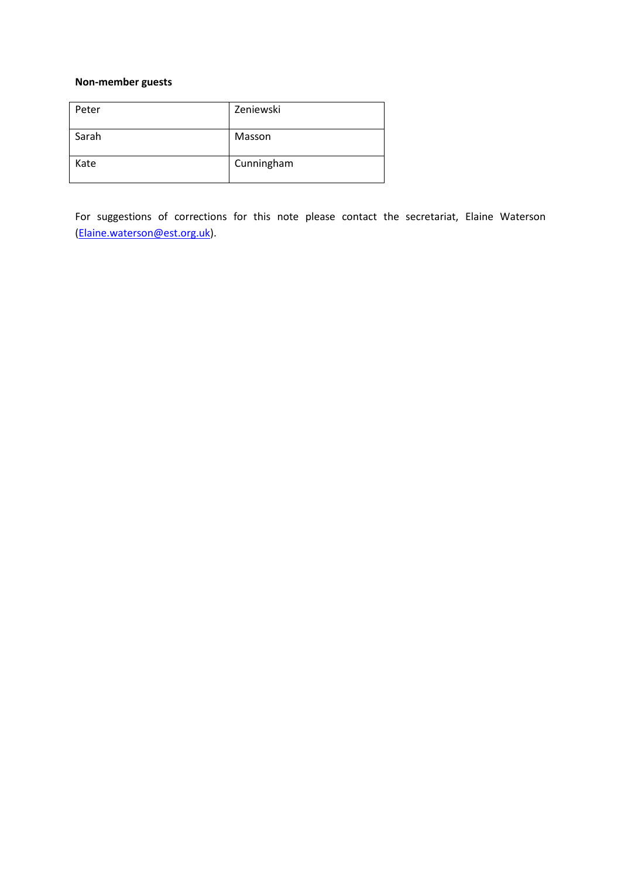**Non-member guests**

| | |
|---|---|
| Peter | Zeniewski |
| Sarah | Masson |
| Kate | Cunningham |

For suggestions of corrections for this note please contact the secretariat, Elaine Waterson (Elaine.waterson@est.org.uk).